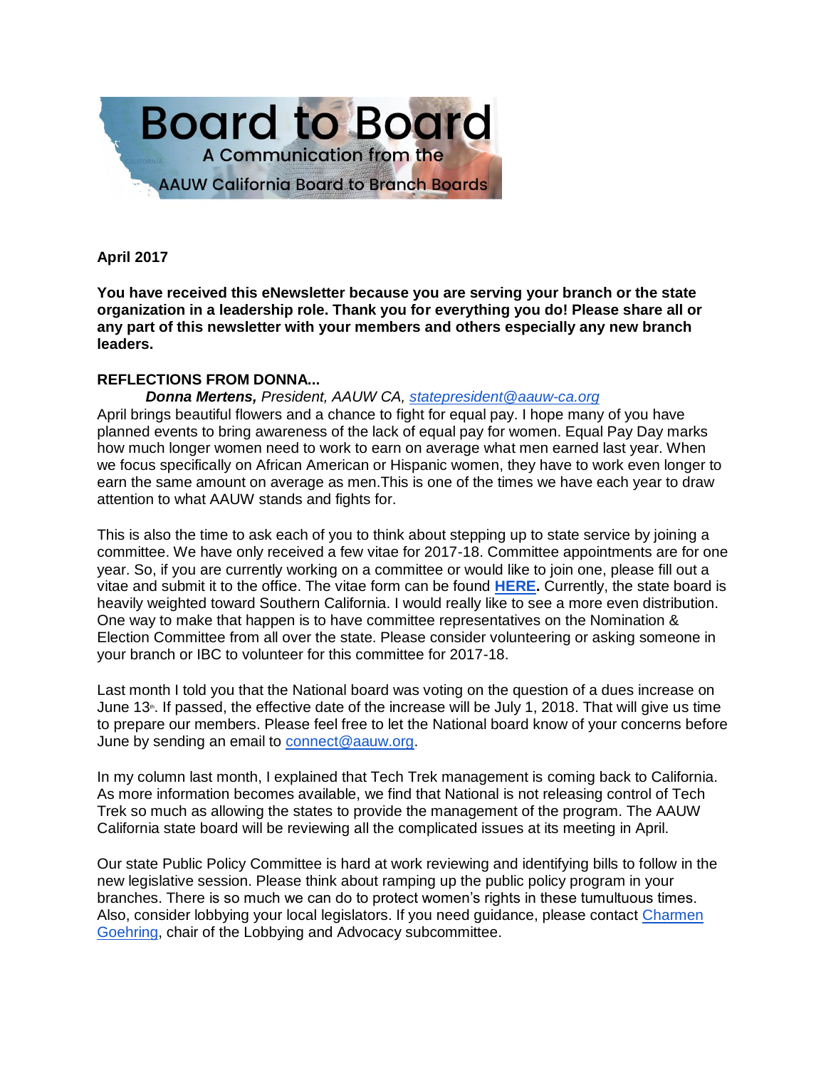# Board to Board

A Communication from the

AAUW California Board to Branch Boards

**April 2017**

**You have received this eNewsletter because you are serving your branch or the state organization in a leadership role. Thank you for everything you do! Please share all or any part of this newsletter with your members and others especially any new branch leaders.**

**REFLECTIONS FROM DONNA...**

***Donna Mertens,*** *President, AAUW CA, statepresident@aauw-ca.org*

April brings beautiful flowers and a chance to fight for equal pay. I hope many of you have planned events to bring awareness of the lack of equal pay for women. Equal Pay Day marks how much longer women need to work to earn on average what men earned last year. When we focus specifically on African American or Hispanic women, they have to work even longer to earn the same amount on average as men.This is one of the times we have each year to draw attention to what AAUW stands and fights for.

This is also the time to ask each of you to think about stepping up to state service by joining a committee. We have only received a few vitae for 2017-18. Committee appointments are for one year. So, if you are currently working on a committee or would like to join one, please fill out a vitae and submit it to the office. The vitae form can be found **HERE.** Currently, the state board is heavily weighted toward Southern California. I would really like to see a more even distribution. One way to make that happen is to have committee representatives on the Nomination & Election Committee from all over the state. Please consider volunteering or asking someone in your branch or IBC to volunteer for this committee for 2017-18.

Last month I told you that the National board was voting on the question of a dues increase on June 13th. If passed, the effective date of the increase will be July 1, 2018. That will give us time to prepare our members. Please feel free to let the National board know of your concerns before June by sending an email to connect@aauw.org.

In my column last month, I explained that Tech Trek management is coming back to California. As more information becomes available, we find that National is not releasing control of Tech Trek so much as allowing the states to provide the management of the program. The AAUW California state board will be reviewing all the complicated issues at its meeting in April.

Our state Public Policy Committee is hard at work reviewing and identifying bills to follow in the new legislative session. Please think about ramping up the public policy program in your branches. There is so much we can do to protect women's rights in these tumultuous times. Also, consider lobbying your local legislators. If you need guidance, please contact Charmen Goehring, chair of the Lobbying and Advocacy subcommittee.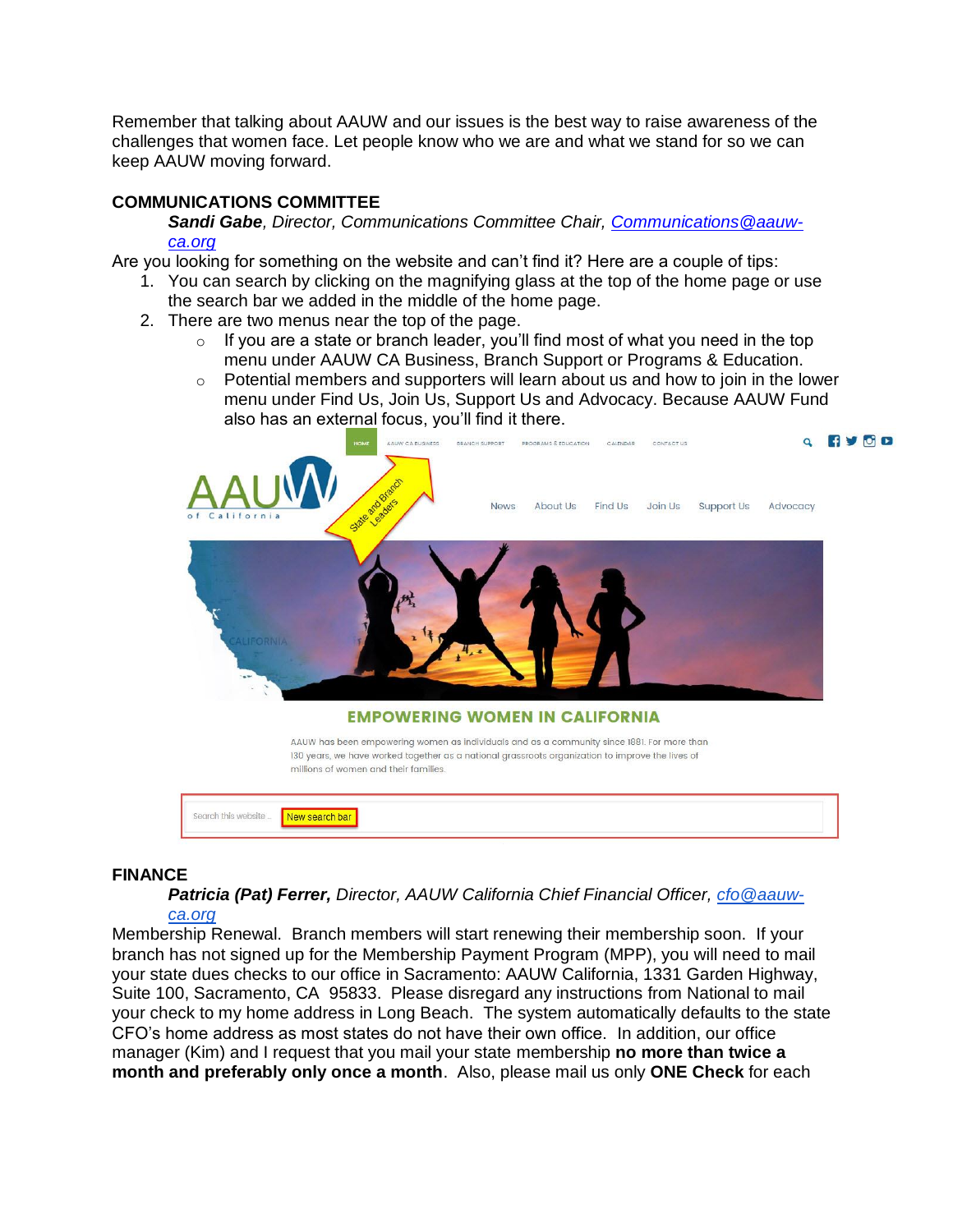Remember that talking about AAUW and our issues is the best way to raise awareness of the challenges that women face. Let people know who we are and what we stand for so we can keep AAUW moving forward.

## COMMUNICATIONS COMMITTEE

***Sandi Gabe**, Director, Communications Committee Chair, Communications@aauw-ca.org*

Are you looking for something on the website and can't find it? Here are a couple of tips:

1. You can search by clicking on the magnifying glass at the top of the home page or use the search bar we added in the middle of the home page.
2. There are two menus near the top of the page.
   - If you are a state or branch leader, you'll find most of what you need in the top menu under AAUW CA Business, Branch Support or Programs & Education.
   - Potential members and supporters will learn about us and how to join in the lower menu under Find Us, Join Us, Support Us and Advocacy. Because AAUW Fund also has an external focus, you'll find it there.

## FINANCE

***Patricia (Pat) Ferrer,** Director, AAUW California Chief Financial Officer, cfo@aauw-ca.org*

Membership Renewal. Branch members will start renewing their membership soon. If your branch has not signed up for the Membership Payment Program (MPP), you will need to mail your state dues checks to our office in Sacramento: AAUW California, 1331 Garden Highway, Suite 100, Sacramento, CA 95833. Please disregard any instructions from National to mail your check to my home address in Long Beach. The system automatically defaults to the state CFO's home address as most states do not have their own office. In addition, our office manager (Kim) and I request that you mail your state membership **no more than twice a month and preferably only once a month**. Also, please mail us only **ONE Check** for each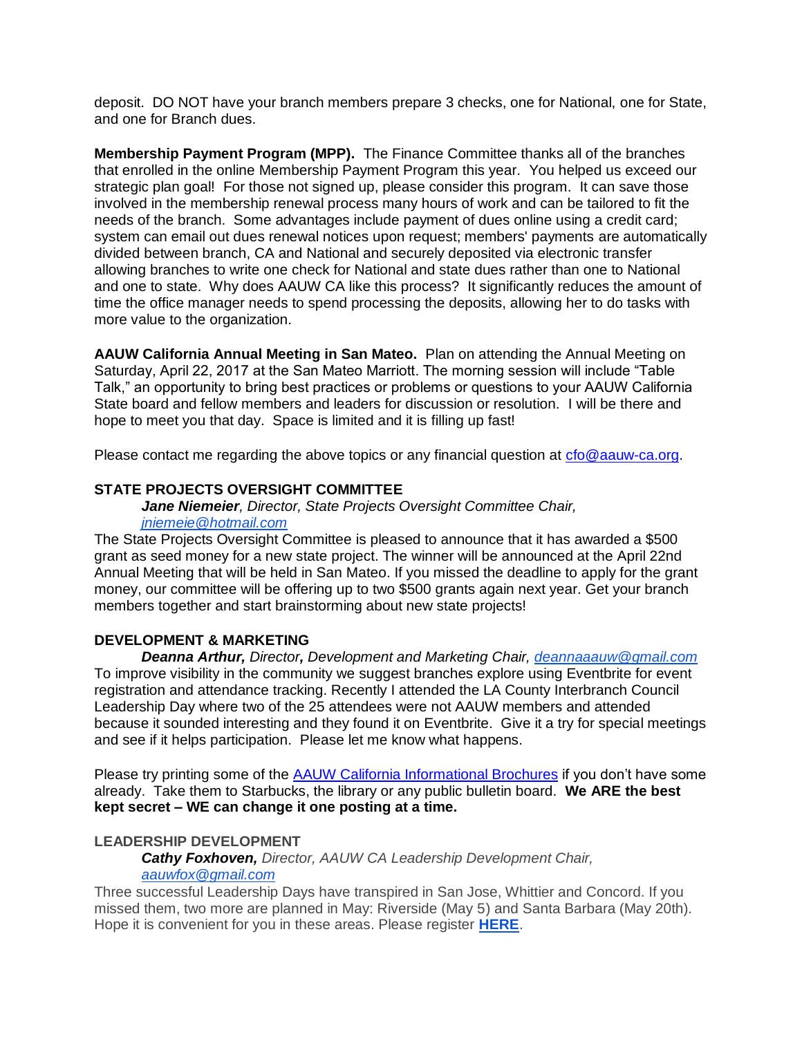deposit. DO NOT have your branch members prepare 3 checks, one for National, one for State, and one for Branch dues.

**Membership Payment Program (MPP).** The Finance Committee thanks all of the branches that enrolled in the online Membership Payment Program this year. You helped us exceed our strategic plan goal! For those not signed up, please consider this program. It can save those involved in the membership renewal process many hours of work and can be tailored to fit the needs of the branch. Some advantages include payment of dues online using a credit card; system can email out dues renewal notices upon request; members' payments are automatically divided between branch, CA and National and securely deposited via electronic transfer allowing branches to write one check for National and state dues rather than one to National and one to state. Why does AAUW CA like this process? It significantly reduces the amount of time the office manager needs to spend processing the deposits, allowing her to do tasks with more value to the organization.

**AAUW California Annual Meeting in San Mateo.** Plan on attending the Annual Meeting on Saturday, April 22, 2017 at the San Mateo Marriott. The morning session will include "Table Talk," an opportunity to bring best practices or problems or questions to your AAUW California State board and fellow members and leaders for discussion or resolution. I will be there and hope to meet you that day. Space is limited and it is filling up fast!

Please contact me regarding the above topics or any financial question at cfo@aauw-ca.org.

## STATE PROJECTS OVERSIGHT COMMITTEE

***Jane Niemeier**, Director, State Projects Oversight Committee Chair, jniemeie@hotmail.com*

The State Projects Oversight Committee is pleased to announce that it has awarded a $500 grant as seed money for a new state project. The winner will be announced at the April 22nd Annual Meeting that will be held in San Mateo. If you missed the deadline to apply for the grant money, our committee will be offering up to two $500 grants again next year. Get your branch members together and start brainstorming about new state projects!

## DEVELOPMENT & MARKETING

***Deanna Arthur, Director, Development and Marketing Chair, deannaaauw@gmail.com***

To improve visibility in the community we suggest branches explore using Eventbrite for event registration and attendance tracking. Recently I attended the LA County Interbranch Council Leadership Day where two of the 25 attendees were not AAUW members and attended because it sounded interesting and they found it on Eventbrite. Give it a try for special meetings and see if it helps participation. Please let me know what happens.

Please try printing some of the AAUW California Informational Brochures if you don't have some already. Take them to Starbucks, the library or any public bulletin board. **We ARE the best kept secret – WE can change it one posting at a time.**

## LEADERSHIP DEVELOPMENT

***Cathy Foxhoven,** Director, AAUW CA Leadership Development Chair, aauwfox@gmail.com*

Three successful Leadership Days have transpired in San Jose, Whittier and Concord. If you missed them, two more are planned in May: Riverside (May 5) and Santa Barbara (May 20th). Hope it is convenient for you in these areas. Please register **HERE**.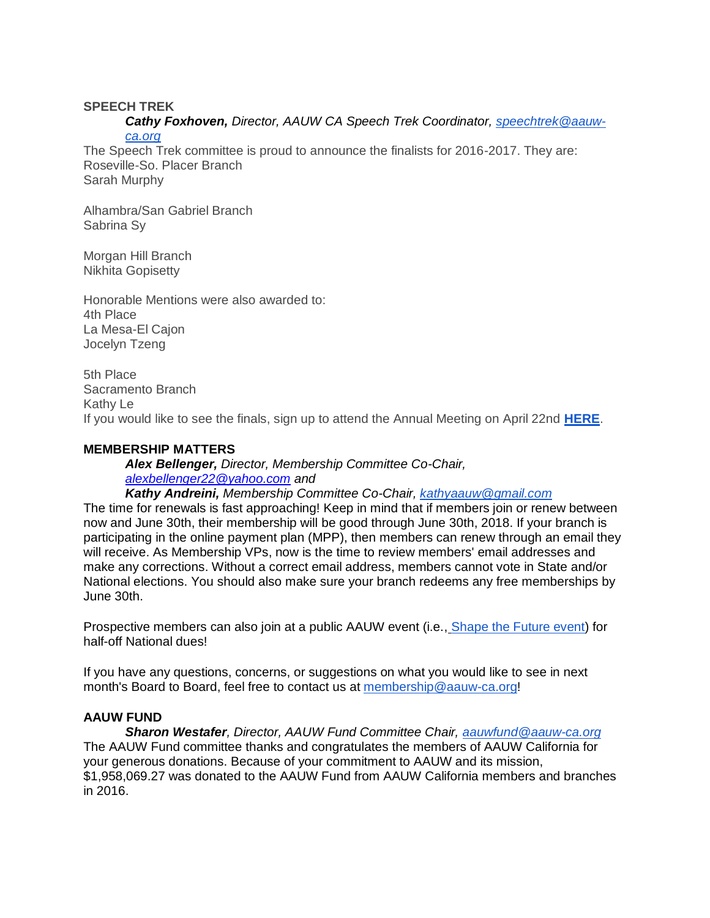**SPEECH TREK**

***Cathy Foxhoven,*** *Director, AAUW CA Speech Trek Coordinator,* *speechtrek@aauw-ca.org*

The Speech Trek committee is proud to announce the finalists for 2016-2017. They are:
Roseville-So. Placer Branch
Sarah Murphy

Alhambra/San Gabriel Branch
Sabrina Sy

Morgan Hill Branch
Nikhita Gopisetty

Honorable Mentions were also awarded to:
4th Place
La Mesa-El Cajon
Jocelyn Tzeng

5th Place
Sacramento Branch
Kathy Le
If you would like to see the finals, sign up to attend the Annual Meeting on April 22nd **HERE**.

**MEMBERSHIP MATTERS**

***Alex Bellenger,*** *Director, Membership Committee Co-Chair,* *alexbellenger22@yahoo.com and*

***Kathy Andreini,*** *Membership Committee Co-Chair,* *kathyaauw@gmail.com*

The time for renewals is fast approaching! Keep in mind that if members join or renew between now and June 30th, their membership will be good through June 30th, 2018. If your branch is participating in the online payment plan (MPP), then members can renew through an email they will receive. As Membership VPs, now is the time to review members' email addresses and make any corrections. Without a correct email address, members cannot vote in State and/or National elections. You should also make sure your branch redeems any free memberships by June 30th.

Prospective members can also join at a public AAUW event (i.e., Shape the Future event) for half-off National dues!

If you have any questions, concerns, or suggestions on what you would like to see in next month's Board to Board, feel free to contact us at membership@aauw-ca.org!

**AAUW FUND**

***Sharon Westafer****, Director, AAUW Fund Committee Chair,* *aauwfund@aauw-ca.org*

The AAUW Fund committee thanks and congratulates the members of AAUW California for your generous donations. Because of your commitment to AAUW and its mission, $1,958,069.27 was donated to the AAUW Fund from AAUW California members and branches in 2016.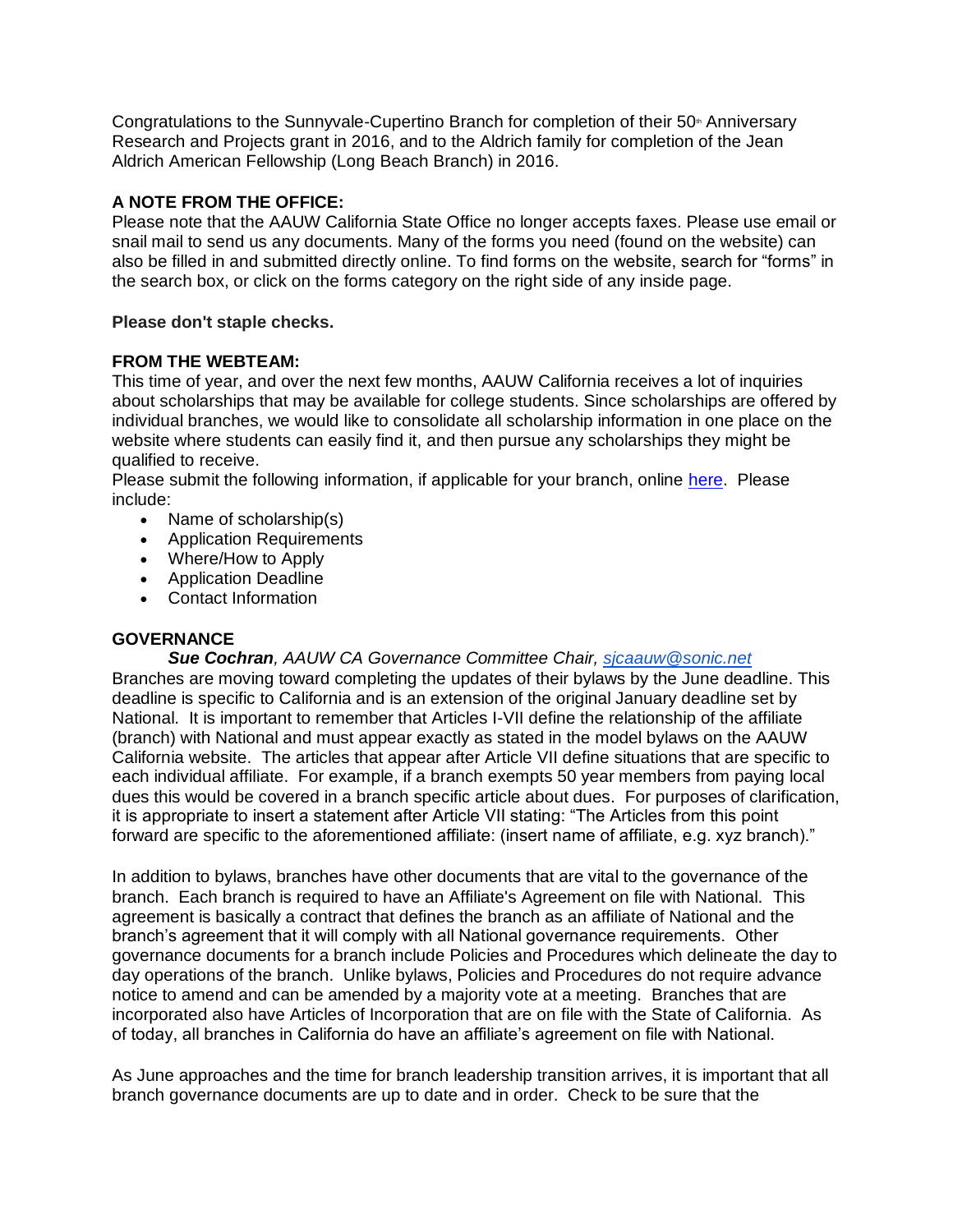Congratulations to the Sunnyvale-Cupertino Branch for completion of their 50th Anniversary Research and Projects grant in 2016, and to the Aldrich family for completion of the Jean Aldrich American Fellowship (Long Beach Branch) in 2016.

**A NOTE FROM THE OFFICE:**

Please note that the AAUW California State Office no longer accepts faxes. Please use email or snail mail to send us any documents. Many of the forms you need (found on the website) can also be filled in and submitted directly online. To find forms on the website, search for "forms" in the search box, or click on the forms category on the right side of any inside page.

**Please don't staple checks.**

**FROM THE WEBTEAM:**

This time of year, and over the next few months, AAUW California receives a lot of inquiries about scholarships that may be available for college students. Since scholarships are offered by individual branches, we would like to consolidate all scholarship information in one place on the website where students can easily find it, and then pursue any scholarships they might be qualified to receive.

Please submit the following information, if applicable for your branch, online here. Please include:

- Name of scholarship(s)
- Application Requirements
- Where/How to Apply
- Application Deadline
- Contact Information

**GOVERNANCE**

***Sue Cochran**, AAUW CA Governance Committee Chair, sjcaauw@sonic.net*

Branches are moving toward completing the updates of their bylaws by the June deadline. This deadline is specific to California and is an extension of the original January deadline set by National. It is important to remember that Articles I-VII define the relationship of the affiliate (branch) with National and must appear exactly as stated in the model bylaws on the AAUW California website. The articles that appear after Article VII define situations that are specific to each individual affiliate. For example, if a branch exempts 50 year members from paying local dues this would be covered in a branch specific article about dues. For purposes of clarification, it is appropriate to insert a statement after Article VII stating: "The Articles from this point forward are specific to the aforementioned affiliate: (insert name of affiliate, e.g. xyz branch)."

In addition to bylaws, branches have other documents that are vital to the governance of the branch. Each branch is required to have an Affiliate's Agreement on file with National. This agreement is basically a contract that defines the branch as an affiliate of National and the branch's agreement that it will comply with all National governance requirements. Other governance documents for a branch include Policies and Procedures which delineate the day to day operations of the branch. Unlike bylaws, Policies and Procedures do not require advance notice to amend and can be amended by a majority vote at a meeting. Branches that are incorporated also have Articles of Incorporation that are on file with the State of California. As of today, all branches in California do have an affiliate's agreement on file with National.

As June approaches and the time for branch leadership transition arrives, it is important that all branch governance documents are up to date and in order. Check to be sure that the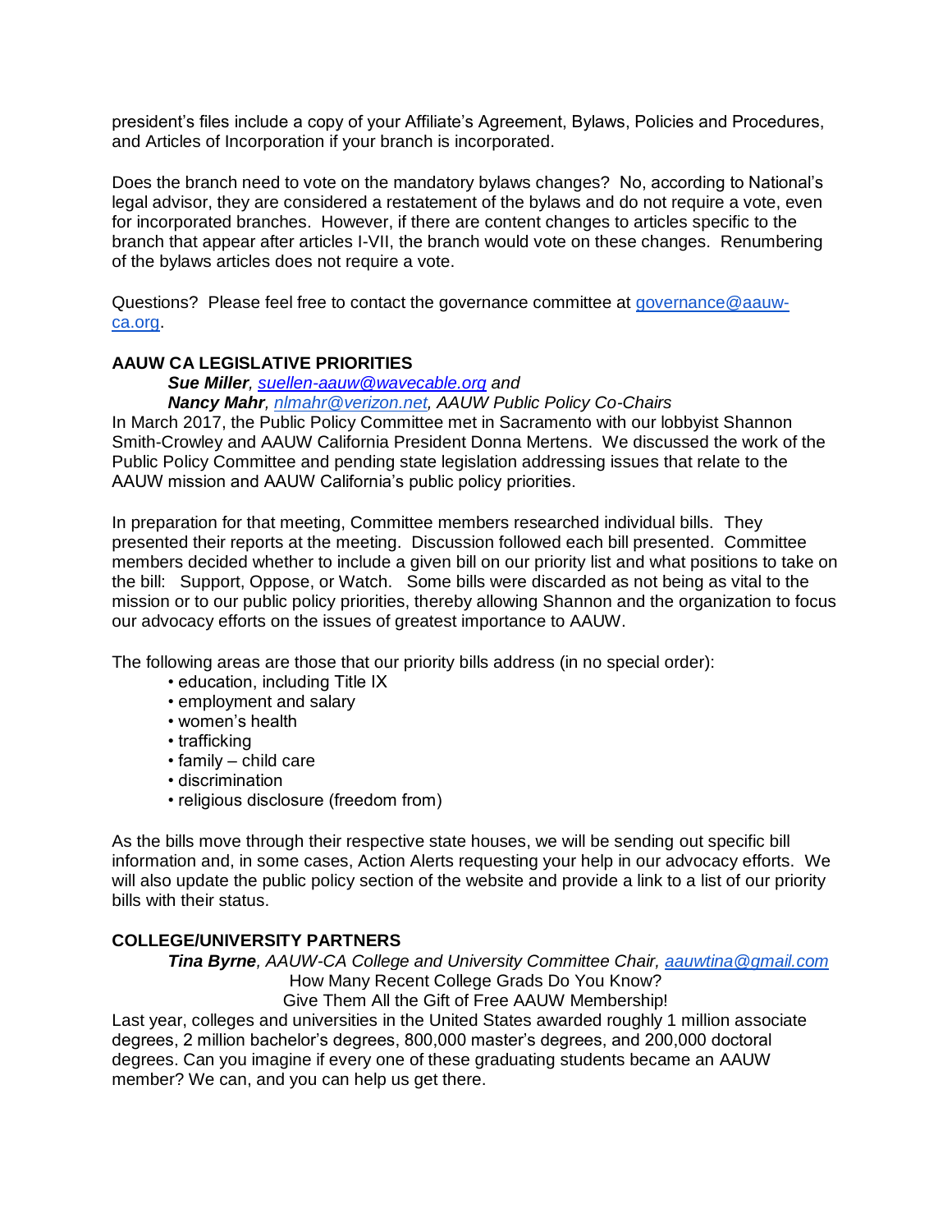president's files include a copy of your Affiliate's Agreement, Bylaws, Policies and Procedures, and Articles of Incorporation if your branch is incorporated.

Does the branch need to vote on the mandatory bylaws changes? No, according to National's legal advisor, they are considered a restatement of the bylaws and do not require a vote, even for incorporated branches. However, if there are content changes to articles specific to the branch that appear after articles I-VII, the branch would vote on these changes. Renumbering of the bylaws articles does not require a vote.

Questions? Please feel free to contact the governance committee at [governance@aauw-ca.org](mailto:governance@aauw-ca.org).

**AAUW CA LEGISLATIVE PRIORITIES**

***Sue Miller***, *[suellen-aauw@wavecable.org](mailto:suellen-aauw@wavecable.org) and*
***Nancy Mahr***, *[nlmahr@verizon.net](mailto:nlmahr@verizon.net), AAUW Public Policy Co-Chairs*

In March 2017, the Public Policy Committee met in Sacramento with our lobbyist Shannon Smith-Crowley and AAUW California President Donna Mertens. We discussed the work of the Public Policy Committee and pending state legislation addressing issues that relate to the AAUW mission and AAUW California's public policy priorities.

In preparation for that meeting, Committee members researched individual bills. They presented their reports at the meeting. Discussion followed each bill presented. Committee members decided whether to include a given bill on our priority list and what positions to take on the bill: Support, Oppose, or Watch. Some bills were discarded as not being as vital to the mission or to our public policy priorities, thereby allowing Shannon and the organization to focus our advocacy efforts on the issues of greatest importance to AAUW.

The following areas are those that our priority bills address (in no special order):

- education, including Title IX
- employment and salary
- women's health
- trafficking
- family – child care
- discrimination
- religious disclosure (freedom from)

As the bills move through their respective state houses, we will be sending out specific bill information and, in some cases, Action Alerts requesting your help in our advocacy efforts. We will also update the public policy section of the website and provide a link to a list of our priority bills with their status.

**COLLEGE/UNIVERSITY PARTNERS**

***Tina Byrne***, *AAUW-CA College and University Committee Chair, [aauwtina@gmail.com](mailto:aauwtina@gmail.com)*

How Many Recent College Grads Do You Know?
Give Them All the Gift of Free AAUW Membership!

Last year, colleges and universities in the United States awarded roughly 1 million associate degrees, 2 million bachelor's degrees, 800,000 master's degrees, and 200,000 doctoral degrees. Can you imagine if every one of these graduating students became an AAUW member? We can, and you can help us get there.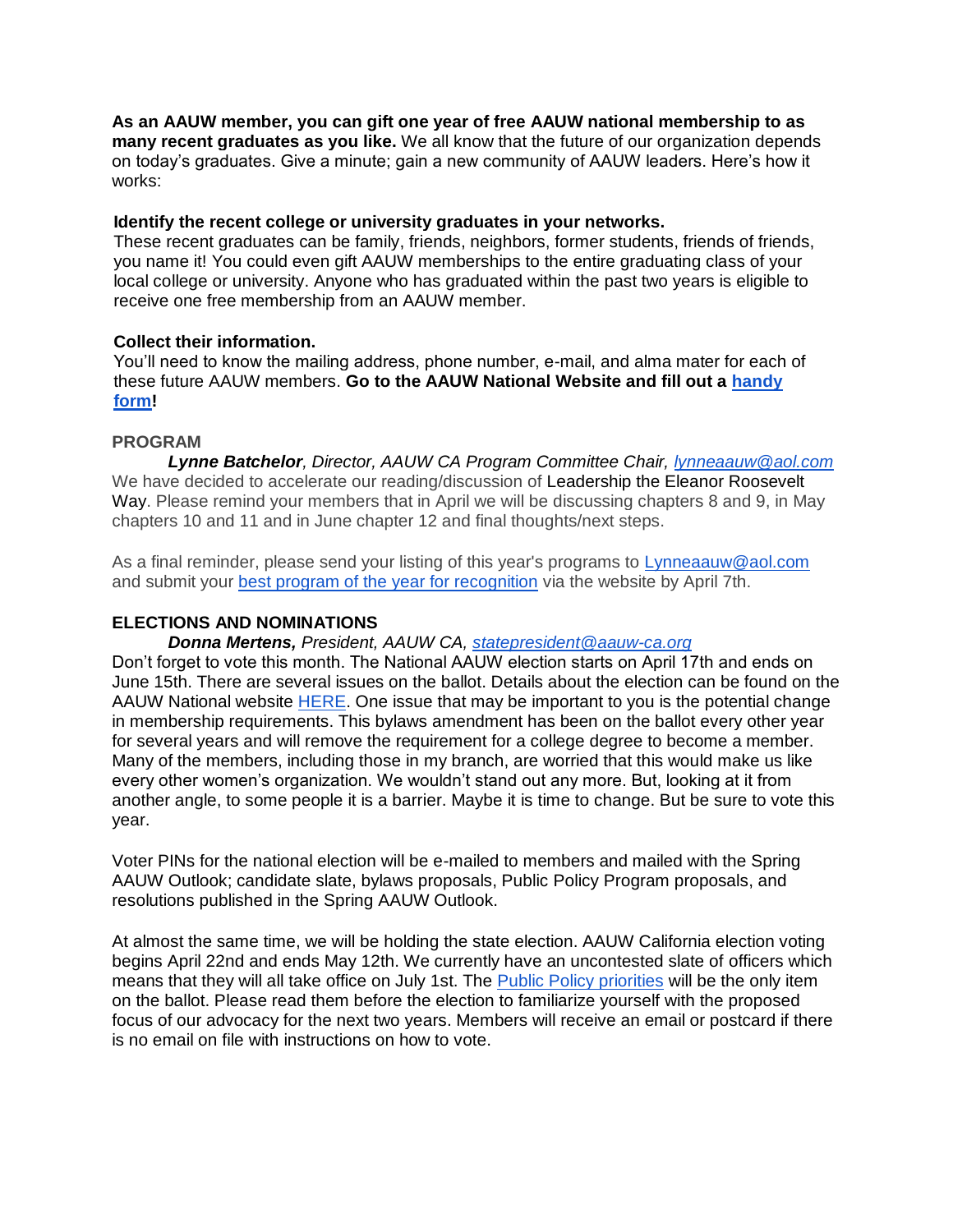**As an AAUW member, you can gift one year of free AAUW national membership to as many recent graduates as you like.** We all know that the future of our organization depends on today's graduates. Give a minute; gain a new community of AAUW leaders. Here's how it works:

**Identify the recent college or university graduates in your networks.**
These recent graduates can be family, friends, neighbors, former students, friends of friends, you name it! You could even gift AAUW memberships to the entire graduating class of your local college or university. Anyone who has graduated within the past two years is eligible to receive one free membership from an AAUW member.

**Collect their information.**
You'll need to know the mailing address, phone number, e-mail, and alma mater for each of these future AAUW members. **Go to the AAUW National Website and fill out a handy form!**

## PROGRAM

***Lynne Batchelor****, Director, AAUW CA Program Committee Chair, lynneaauw@aol.com*

We have decided to accelerate our reading/discussion of Leadership the Eleanor Roosevelt Way. Please remind your members that in April we will be discussing chapters 8 and 9, in May chapters 10 and 11 and in June chapter 12 and final thoughts/next steps.

As a final reminder, please send your listing of this year's programs to Lynneaauw@aol.com and submit your best program of the year for recognition via the website by April 7th.

## ELECTIONS AND NOMINATIONS

***Donna Mertens,*** *President, AAUW CA, statepresident@aauw-ca.org*

Don't forget to vote this month. The National AAUW election starts on April 17th and ends on June 15th. There are several issues on the ballot. Details about the election can be found on the AAUW National website HERE. One issue that may be important to you is the potential change in membership requirements. This bylaws amendment has been on the ballot every other year for several years and will remove the requirement for a college degree to become a member. Many of the members, including those in my branch, are worried that this would make us like every other women's organization. We wouldn't stand out any more. But, looking at it from another angle, to some people it is a barrier. Maybe it is time to change. But be sure to vote this year.

Voter PINs for the national election will be e-mailed to members and mailed with the Spring AAUW Outlook; candidate slate, bylaws proposals, Public Policy Program proposals, and resolutions published in the Spring AAUW Outlook.

At almost the same time, we will be holding the state election. AAUW California election voting begins April 22nd and ends May 12th. We currently have an uncontested slate of officers which means that they will all take office on July 1st. The Public Policy priorities will be the only item on the ballot. Please read them before the election to familiarize yourself with the proposed focus of our advocacy for the next two years. Members will receive an email or postcard if there is no email on file with instructions on how to vote.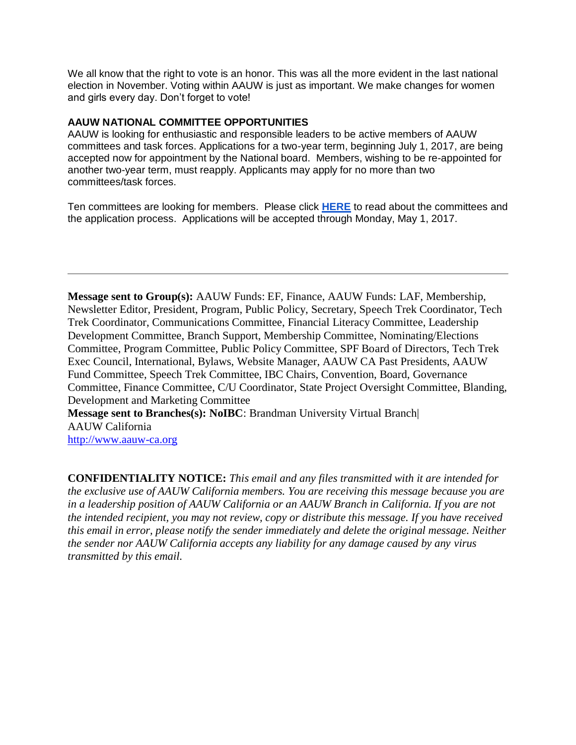We all know that the right to vote is an honor. This was all the more evident in the last national election in November. Voting within AAUW is just as important. We make changes for women and girls every day. Don't forget to vote!

**AAUW NATIONAL COMMITTEE OPPORTUNITIES**

AAUW is looking for enthusiastic and responsible leaders to be active members of AAUW committees and task forces. Applications for a two-year term, beginning July 1, 2017, are being accepted now for appointment by the National board. Members, wishing to be re-appointed for another two-year term, must reapply. Applicants may apply for no more than two committees/task forces.

Ten committees are looking for members. Please click **HERE** to read about the committees and the application process. Applications will be accepted through Monday, May 1, 2017.

---

**Message sent to Group(s):** AAUW Funds: EF, Finance, AAUW Funds: LAF, Membership, Newsletter Editor, President, Program, Public Policy, Secretary, Speech Trek Coordinator, Tech Trek Coordinator, Communications Committee, Financial Literacy Committee, Leadership Development Committee, Branch Support, Membership Committee, Nominating/Elections Committee, Program Committee, Public Policy Committee, SPF Board of Directors, Tech Trek Exec Council, International, Bylaws, Website Manager, AAUW CA Past Presidents, AAUW Fund Committee, Speech Trek Committee, IBC Chairs, Convention, Board, Governance Committee, Finance Committee, C/U Coordinator, State Project Oversight Committee, Blanding, Development and Marketing Committee
**Message sent to Branches(s): NoIBC**: Brandman University Virtual Branch|
AAUW California
http://www.aauw-ca.org

**CONFIDENTIALITY NOTICE:** *This email and any files transmitted with it are intended for the exclusive use of AAUW California members. You are receiving this message because you are in a leadership position of AAUW California or an AAUW Branch in California. If you are not the intended recipient, you may not review, copy or distribute this message. If you have received this email in error, please notify the sender immediately and delete the original message. Neither the sender nor AAUW California accepts any liability for any damage caused by any virus transmitted by this email.*